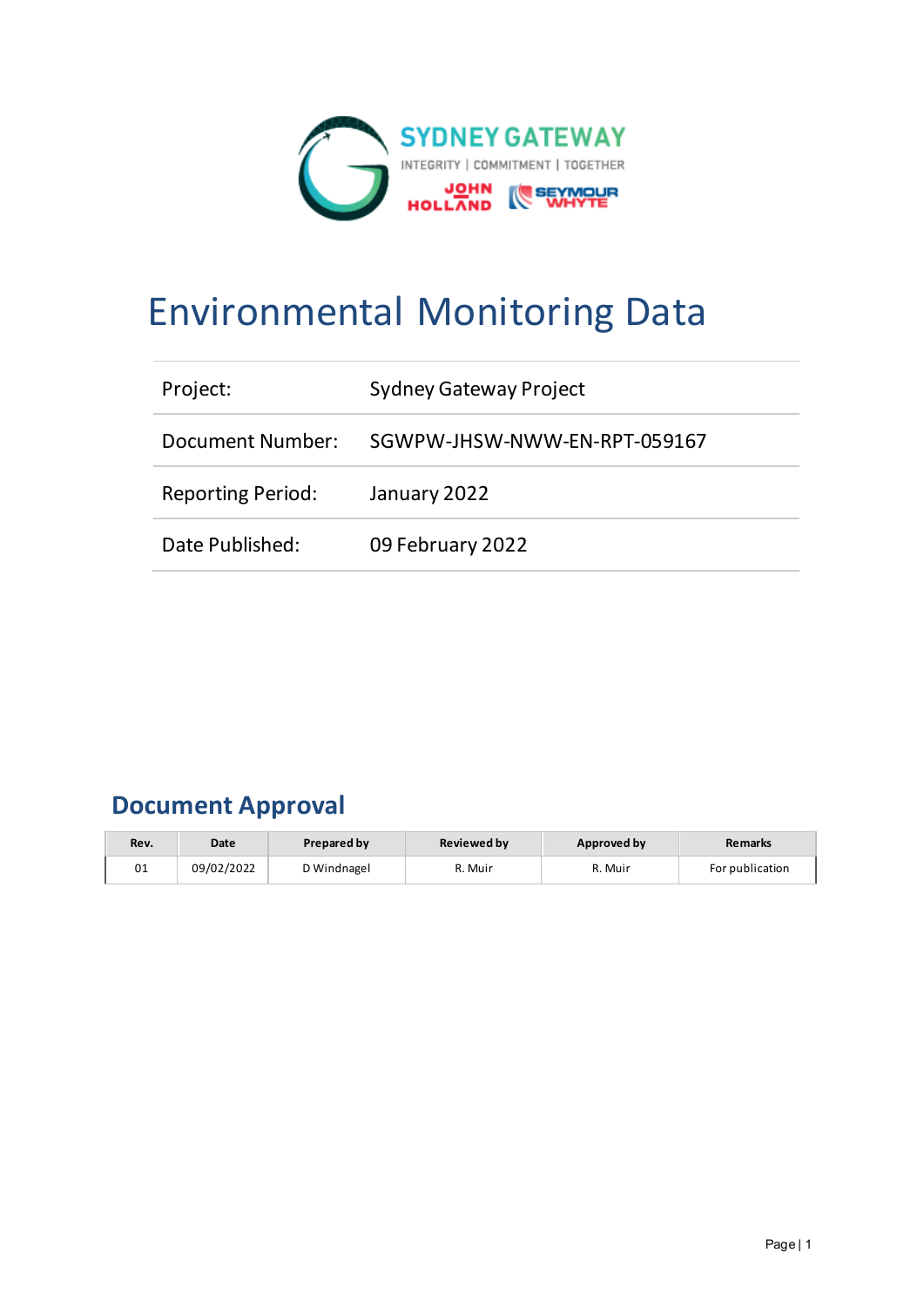SYDNEY GATEWAY

INTEGRITY | COMMITMENT | TOGETHER

JOHN HOLLAND | SEYMOUR WHYTE

# Environmental Monitoring Data

| Project: | Sydney Gateway Project |
|---|---|
| Document Number: | SGWPW-JHSW-NWW-EN-RPT-059167 |
| Reporting Period: | January 2022 |
| Date Published: | 09 February 2022 |

## Document Approval

| Rev. | Date | Prepared by | Reviewed by | Approved by | Remarks |
|---|---|---|---|---|---|
| 01 | 09/02/2022 | D Windnagel | R. Muir | R. Muir | For publication |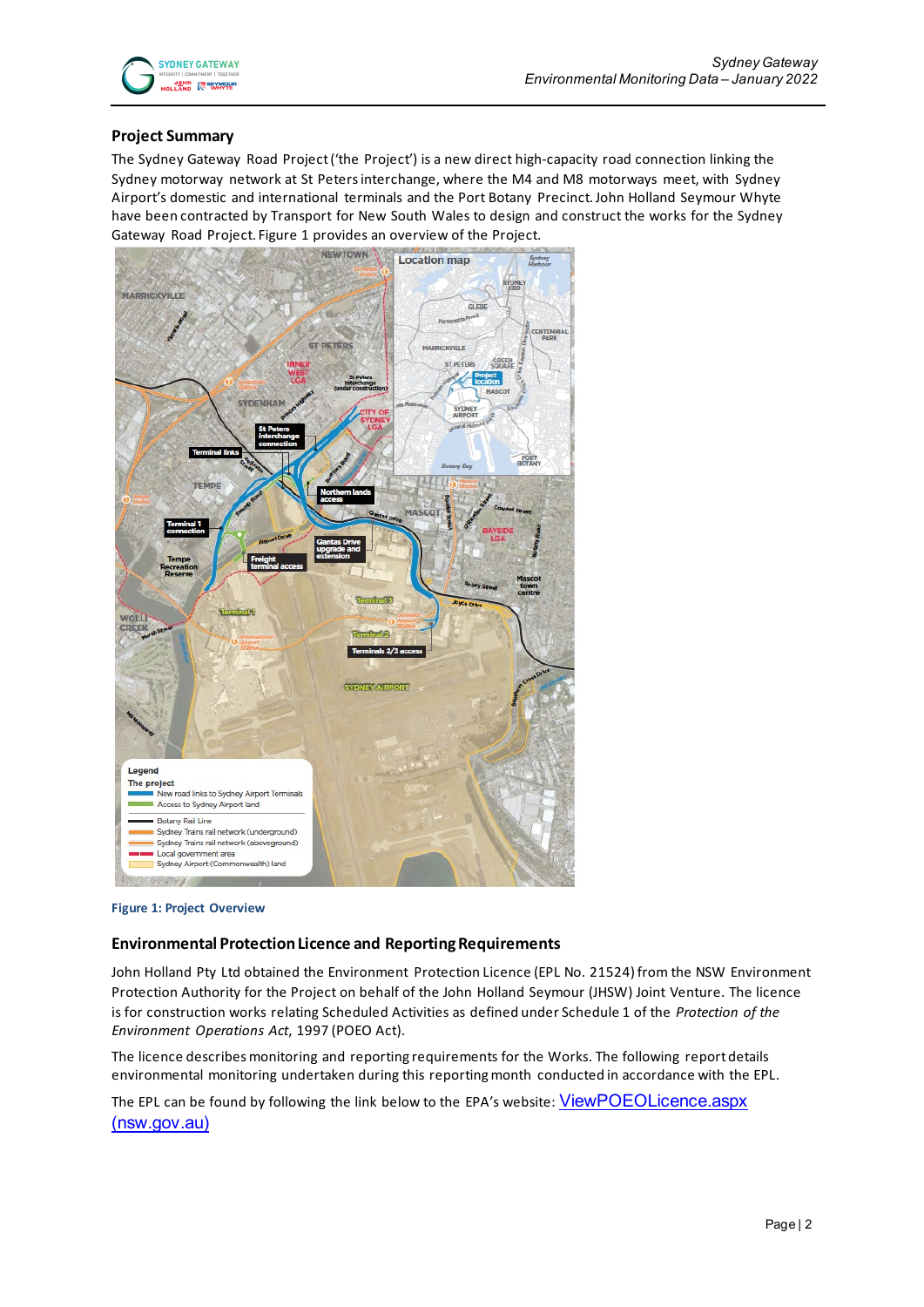## Project Summary

The Sydney Gateway Road Project ('the Project') is a new direct high-capacity road connection linking the Sydney motorway network at St Peters interchange, where the M4 and M8 motorways meet, with Sydney Airport's domestic and international terminals and the Port Botany Precinct. John Holland Seymour Whyte have been contracted by Transport for New South Wales to design and construct the works for the Sydney Gateway Road Project. Figure 1 provides an overview of the Project.

Figure 1: Project Overview

## Environmental Protection Licence and Reporting Requirements

John Holland Pty Ltd obtained the Environment Protection Licence (EPL No. 21524) from the NSW Environment Protection Authority for the Project on behalf of the John Holland Seymour (JHSW) Joint Venture. The licence is for construction works relating Scheduled Activities as defined under Schedule 1 of the *Protection of the Environment Operations Act*, 1997 (POEO Act).

The licence describes monitoring and reporting requirements for the Works. The following report details environmental monitoring undertaken during this reporting month conducted in accordance with the EPL.

The EPL can be found by following the link below to the EPA's website: [ViewPOEOLicence.aspx (nsw.gov.au)]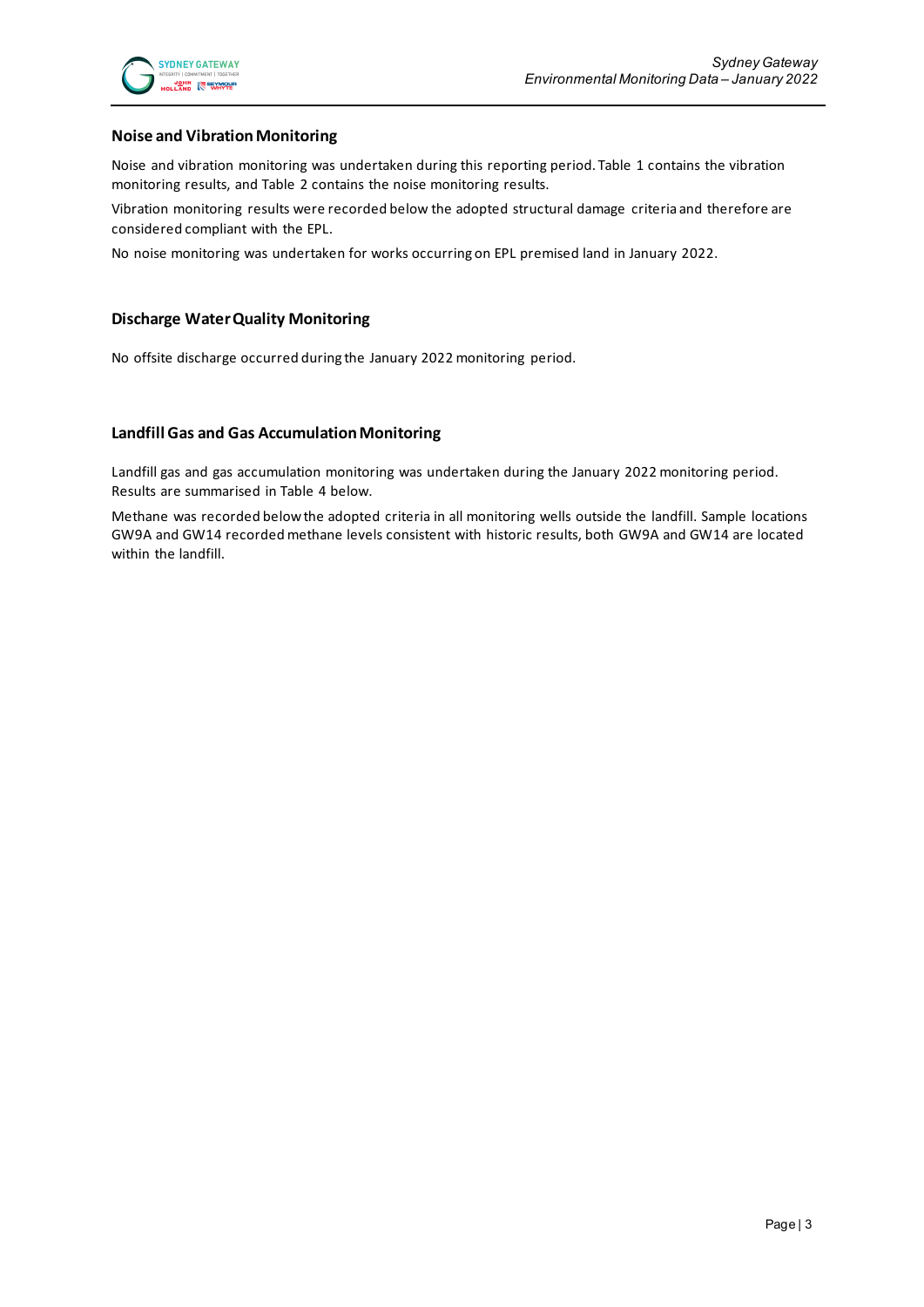## Noise and Vibration Monitoring

Noise and vibration monitoring was undertaken during this reporting period. Table 1 contains the vibration monitoring results, and Table 2 contains the noise monitoring results.

Vibration monitoring results were recorded below the adopted structural damage criteria and therefore are considered compliant with the EPL.

No noise monitoring was undertaken for works occurring on EPL premised land in January 2022.

## Discharge Water Quality Monitoring

No offsite discharge occurred during the January 2022 monitoring period.

## Landfill Gas and Gas Accumulation Monitoring

Landfill gas and gas accumulation monitoring was undertaken during the January 2022 monitoring period. Results are summarised in Table 4 below.

Methane was recorded below the adopted criteria in all monitoring wells outside the landfill. Sample locations GW9A and GW14 recorded methane levels consistent with historic results, both GW9A and GW14 are located within the landfill.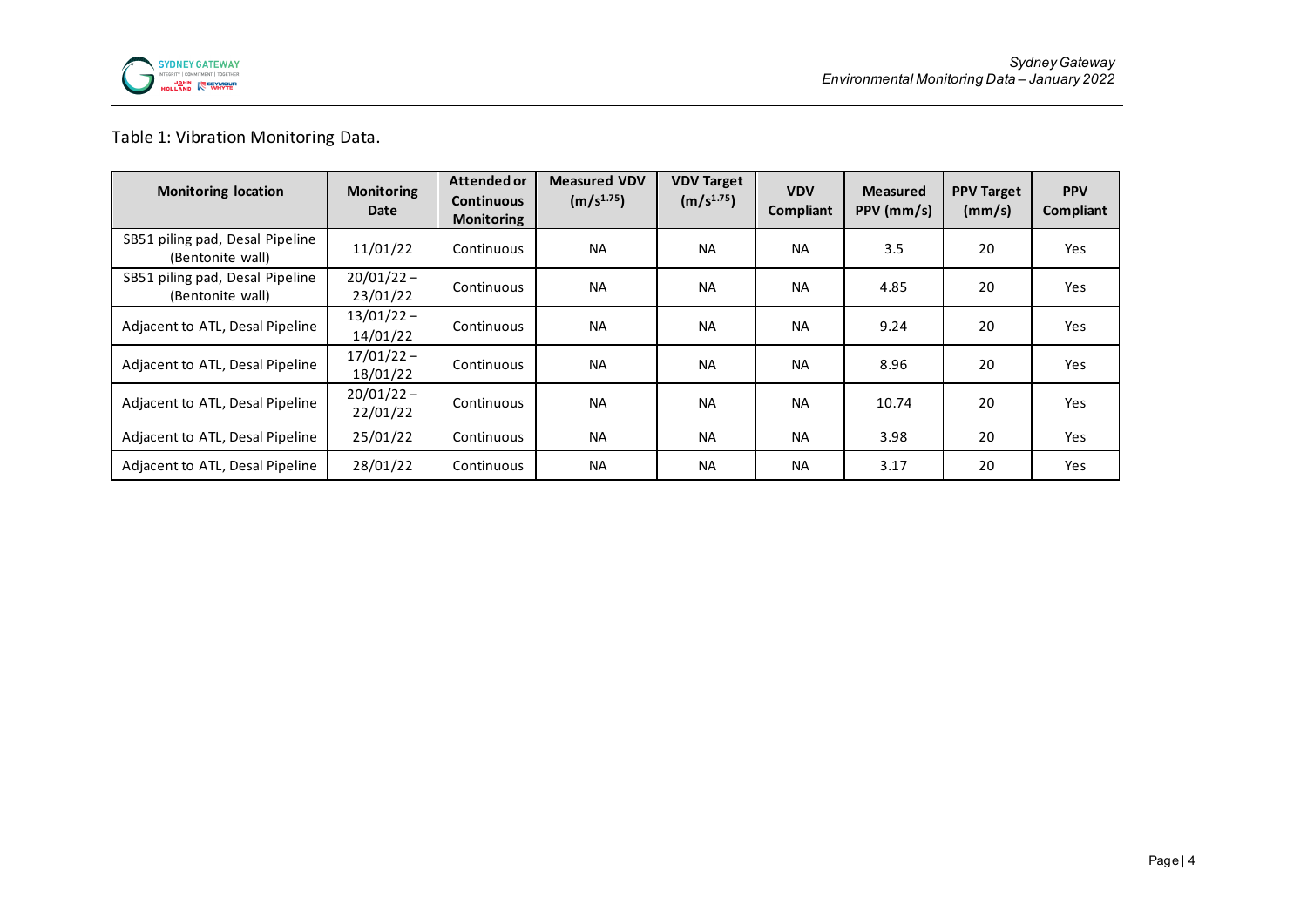Table 1: Vibration Monitoring Data.

| Monitoring location | Monitoring Date | Attended or Continuous Monitoring | Measured VDV ($m/s^{1.75}$) | VDV Target ($m/s^{1.75}$) | VDV Compliant | Measured PPV (mm/s) | PPV Target (mm/s) | PPV Compliant |
|---|---|---|---|---|---|---|---|---|
| SB51 piling pad, Desal Pipeline (Bentonite wall) | 11/01/22 | Continuous | NA | NA | NA | 3.5 | 20 | Yes |
| SB51 piling pad, Desal Pipeline (Bentonite wall) | 20/01/22 – 23/01/22 | Continuous | NA | NA | NA | 4.85 | 20 | Yes |
| Adjacent to ATL, Desal Pipeline | 13/01/22 – 14/01/22 | Continuous | NA | NA | NA | 9.24 | 20 | Yes |
| Adjacent to ATL, Desal Pipeline | 17/01/22 – 18/01/22 | Continuous | NA | NA | NA | 8.96 | 20 | Yes |
| Adjacent to ATL, Desal Pipeline | 20/01/22 – 22/01/22 | Continuous | NA | NA | NA | 10.74 | 20 | Yes |
| Adjacent to ATL, Desal Pipeline | 25/01/22 | Continuous | NA | NA | NA | 3.98 | 20 | Yes |
| Adjacent to ATL, Desal Pipeline | 28/01/22 | Continuous | NA | NA | NA | 3.17 | 20 | Yes |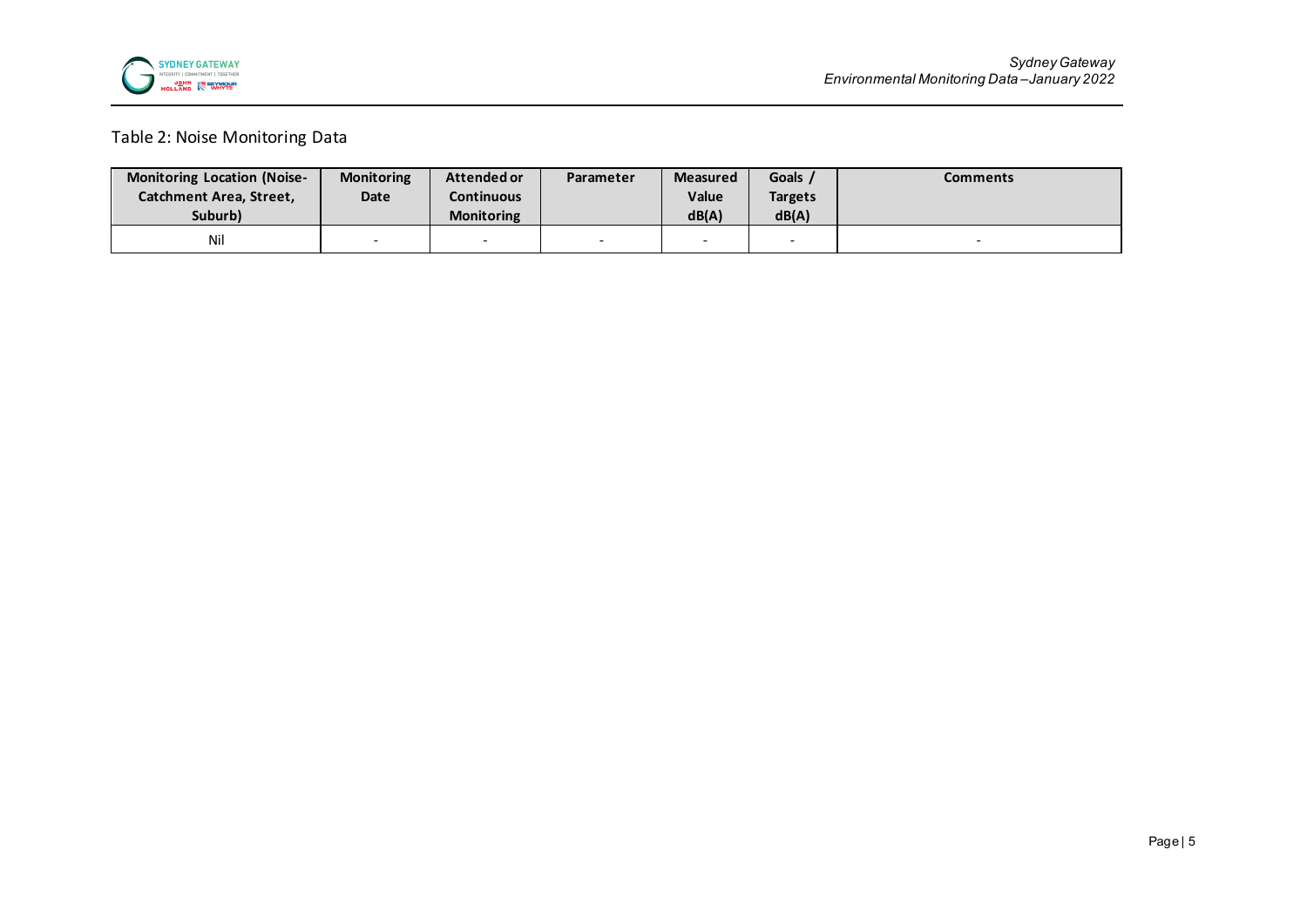Table 2: Noise Monitoring Data

| Monitoring Location (Noise-Catchment Area, Street, Suburb) | Monitoring Date | Attended or Continuous Monitoring | Parameter | Measured Value dB(A) | Goals / Targets dB(A) | Comments |
|---|---|---|---|---|---|---|
| Nil | - | - | - | - | - | - |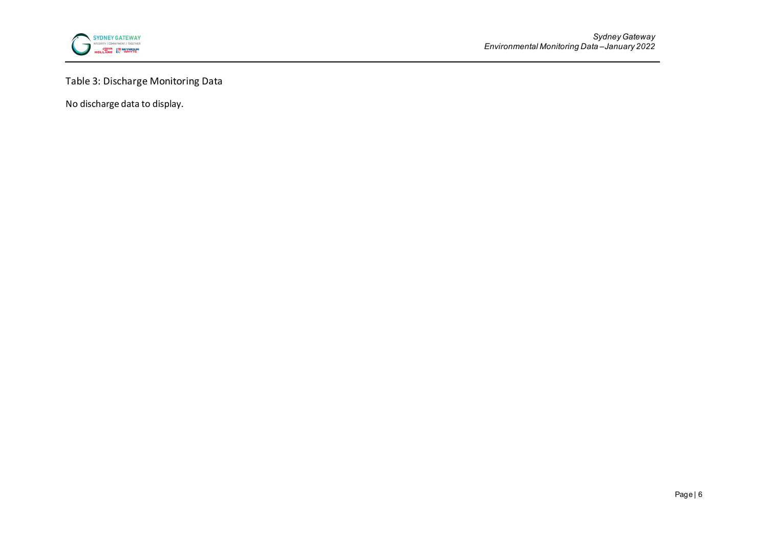Table 3: Discharge Monitoring Data

No discharge data to display.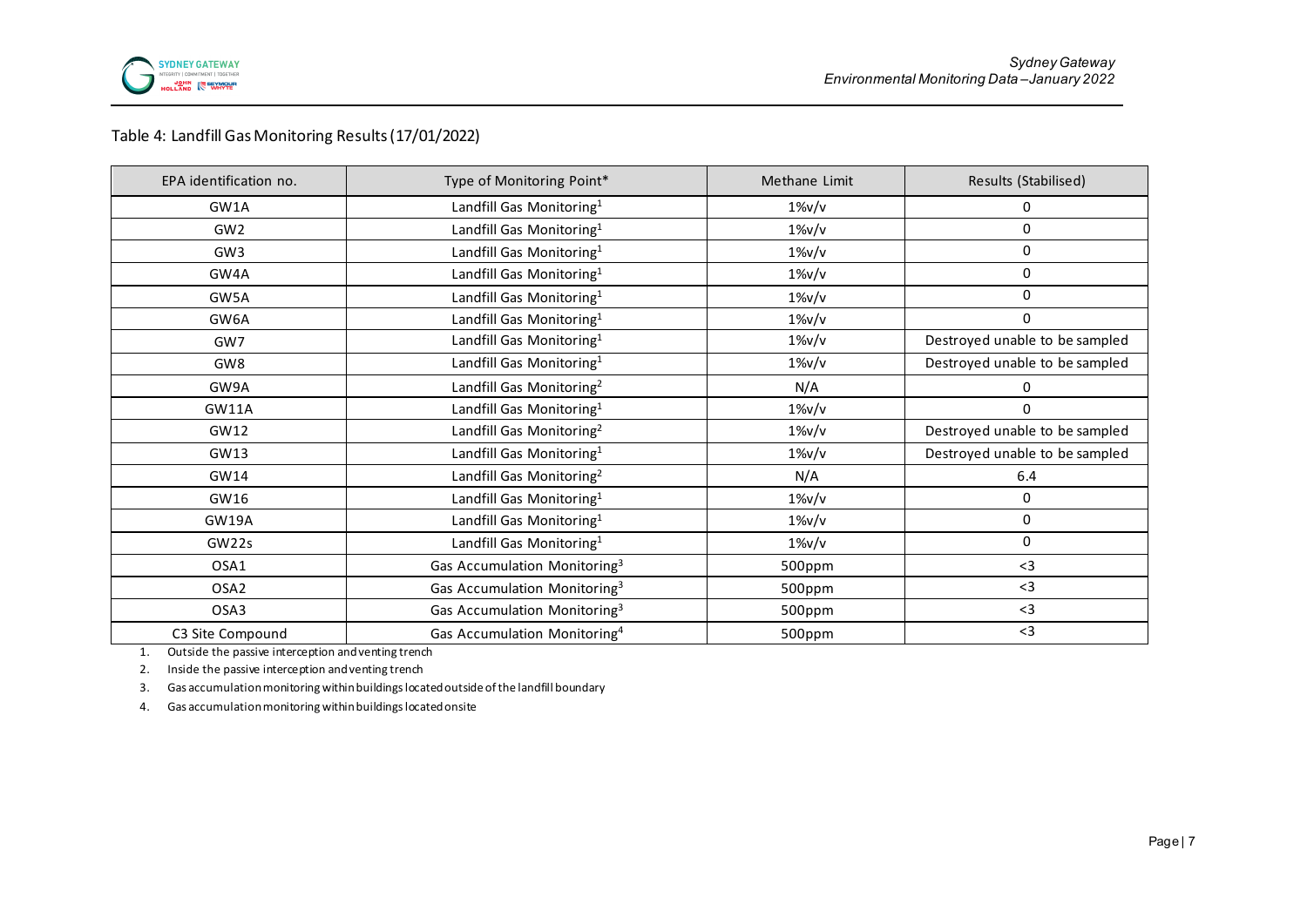Table 4: Landfill Gas Monitoring Results (17/01/2022)

| EPA identification no. | Type of Monitoring Point* | Methane Limit | Results (Stabilised) |
|---|---|---|---|
| GW1A | Landfill Gas Monitoring[1] | 1%v/v | 0 |
| GW2 | Landfill Gas Monitoring[1] | 1%v/v | 0 |
| GW3 | Landfill Gas Monitoring[1] | 1%v/v | 0 |
| GW4A | Landfill Gas Monitoring[1] | 1%v/v | 0 |
| GW5A | Landfill Gas Monitoring[1] | 1%v/v | 0 |
| GW6A | Landfill Gas Monitoring[1] | 1%v/v | 0 |
| GW7 | Landfill Gas Monitoring[1] | 1%v/v | Destroyed unable to be sampled |
| GW8 | Landfill Gas Monitoring[1] | 1%v/v | Destroyed unable to be sampled |
| GW9A | Landfill Gas Monitoring[2] | N/A | 0 |
| GW11A | Landfill Gas Monitoring[1] | 1%v/v | 0 |
| GW12 | Landfill Gas Monitoring[2] | 1%v/v | Destroyed unable to be sampled |
| GW13 | Landfill Gas Monitoring[1] | 1%v/v | Destroyed unable to be sampled |
| GW14 | Landfill Gas Monitoring[2] | N/A | 6.4 |
| GW16 | Landfill Gas Monitoring[1] | 1%v/v | 0 |
| GW19A | Landfill Gas Monitoring[1] | 1%v/v | 0 |
| GW22s | Landfill Gas Monitoring[1] | 1%v/v | 0 |
| OSA1 | Gas Accumulation Monitoring[3] | 500ppm | <3 |
| OSA2 | Gas Accumulation Monitoring[3] | 500ppm | <3 |
| OSA3 | Gas Accumulation Monitoring[3] | 500ppm | <3 |
| C3 Site Compound | Gas Accumulation Monitoring[4] | 500ppm | <3 |

1. Outside the passive interception and venting trench
2. Inside the passive interception and venting trench
3. Gas accumulation monitoring within buildings located outside of the landfill boundary
4. Gas accumulation monitoring within buildings located onsite